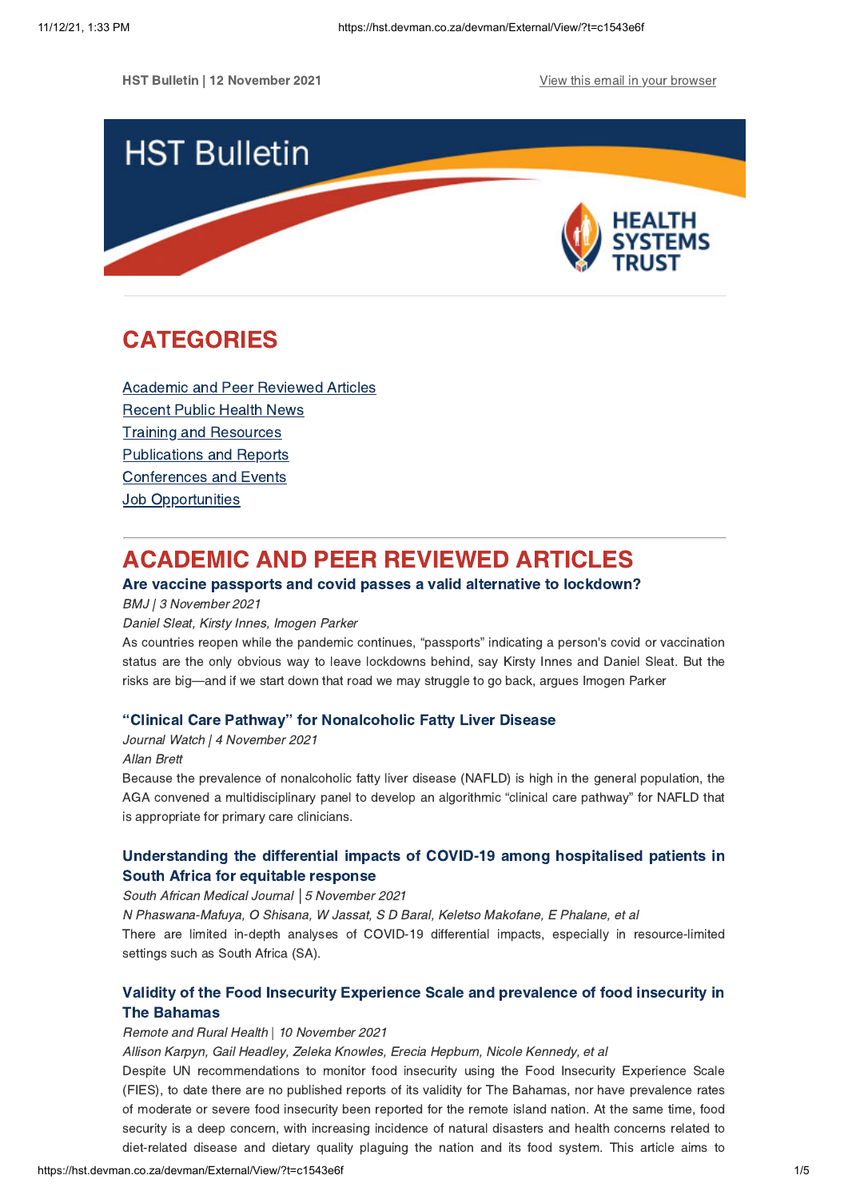HST Bulletin | 12 November 2021

View this email in your browser

# HST Bulletin

HEALTH SYSTEMS TRUST

## CATEGORIES

Academic and Peer Reviewed Articles
Recent Public Health News
Training and Resources
Publications and Reports
Conferences and Events
Job Opportunities

## ACADEMIC AND PEER REVIEWED ARTICLES

### Are vaccine passports and covid passes a valid alternative to lockdown?

*BMJ | 3 November 2021*

*Daniel Sleat, Kirsty Innes, Imogen Parker*

As countries reopen while the pandemic continues, "passports" indicating a person's covid or vaccination status are the only obvious way to leave lockdowns behind, say Kirsty Innes and Daniel Sleat. But the risks are big—and if we start down that road we may struggle to go back, argues Imogen Parker

### "Clinical Care Pathway" for Nonalcoholic Fatty Liver Disease

*Journal Watch | 4 November 2021*

*Allan Brett*

Because the prevalence of nonalcoholic fatty liver disease (NAFLD) is high in the general population, the AGA convened a multidisciplinary panel to develop an algorithmic "clinical care pathway" for NAFLD that is appropriate for primary care clinicians.

### Understanding the differential impacts of COVID-19 among hospitalised patients in South Africa for equitable response

*South African Medical Journal | 5 November 2021*

*N Phaswana-Mafuya, O Shisana, W Jassat, S D Baral, Keletso Makofane, E Phalane, et al*

There are limited in-depth analyses of COVID-19 differential impacts, especially in resource-limited settings such as South Africa (SA).

### Validity of the Food Insecurity Experience Scale and prevalence of food insecurity in The Bahamas

*Remote and Rural Health | 10 November 2021*

*Allison Karpyn, Gail Headley, Zeleka Knowles, Erecia Hepburn, Nicole Kennedy, et al*

Despite UN recommendations to monitor food insecurity using the Food Insecurity Experience Scale (FIES), to date there are no published reports of its validity for The Bahamas, nor have prevalence rates of moderate or severe food insecurity been reported for the remote island nation. At the same time, food security is a deep concern, with increasing incidence of natural disasters and health concerns related to diet-related disease and dietary quality plaguing the nation and its food system. This article aims to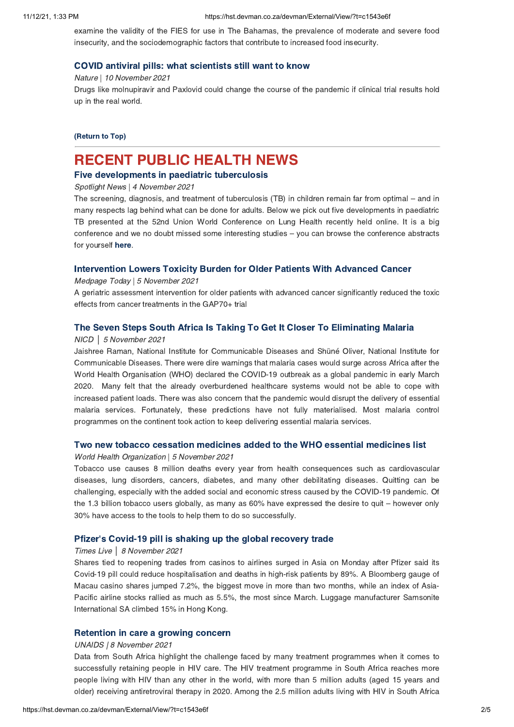examine the validity of the FIES for use in The Bahamas, the prevalence of moderate and severe food insecurity, and the sociodemographic factors that contribute to increased food insecurity.

### COVID antiviral pills: what scientists still want to know

*Nature* | *10 November 2021*

Drugs like molnupiravir and Paxlovid could change the course of the pandemic if clinical trial results hold up in the real world.

**(Return to Top)**

---

# RECENT PUBLIC HEALTH NEWS

### Five developments in paediatric tuberculosis

*Spotlight News* | *4 November 2021*

The screening, diagnosis, and treatment of tuberculosis (TB) in children remain far from optimal – and in many respects lag behind what can be done for adults. Below we pick out five developments in paediatric TB presented at the 52nd Union World Conference on Lung Health recently held online. It is a big conference and we no doubt missed some interesting studies – you can browse the conference abstracts for yourself **here**.

### Intervention Lowers Toxicity Burden for Older Patients With Advanced Cancer

*Medpage Today* | *5 November 2021*

A geriatric assessment intervention for older patients with advanced cancer significantly reduced the toxic effects from cancer treatments in the GAP70+ trial

### The Seven Steps South Africa Is Taking To Get It Closer To Eliminating Malaria

*NICD* │ *5 November 2021*

Jaishree Raman, National Institute for Communicable Diseases and Shüné Oliver, National Institute for Communicable Diseases. There were dire warnings that malaria cases would surge across Africa after the World Health Organisation (WHO) declared the COVID-19 outbreak as a global pandemic in early March 2020. Many felt that the already overburdened healthcare systems would not be able to cope with increased patient loads. There was also concern that the pandemic would disrupt the delivery of essential malaria services. Fortunately, these predictions have not fully materialised. Most malaria control programmes on the continent took action to keep delivering essential malaria services.

### Two new tobacco cessation medicines added to the WHO essential medicines list

*World Health Organization* | *5 November 2021*

Tobacco use causes 8 million deaths every year from health consequences such as cardiovascular diseases, lung disorders, cancers, diabetes, and many other debilitating diseases. Quitting can be challenging, especially with the added social and economic stress caused by the COVID-19 pandemic. Of the 1.3 billion tobacco users globally, as many as 60% have expressed the desire to quit – however only 30% have access to the tools to help them to do so successfully.

### Pfizer's Covid-19 pill is shaking up the global recovery trade

*Times Live* │ *8 November 2021*

Shares tied to reopening trades from casinos to airlines surged in Asia on Monday after Pfizer said its Covid-19 pill could reduce hospitalisation and deaths in high-risk patients by 89%. A Bloomberg gauge of Macau casino shares jumped 7.2%, the biggest move in more than two months, while an index of Asia-Pacific airline stocks rallied as much as 5.5%, the most since March. Luggage manufacturer Samsonite International SA climbed 15% in Hong Kong.

### Retention in care a growing concern

*UNAIDS* | *8 November 2021*

Data from South Africa highlight the challenge faced by many treatment programmes when it comes to successfully retaining people in HIV care. The HIV treatment programme in South Africa reaches more people living with HIV than any other in the world, with more than 5 million adults (aged 15 years and older) receiving antiretroviral therapy in 2020. Among the 2.5 million adults living with HIV in South Africa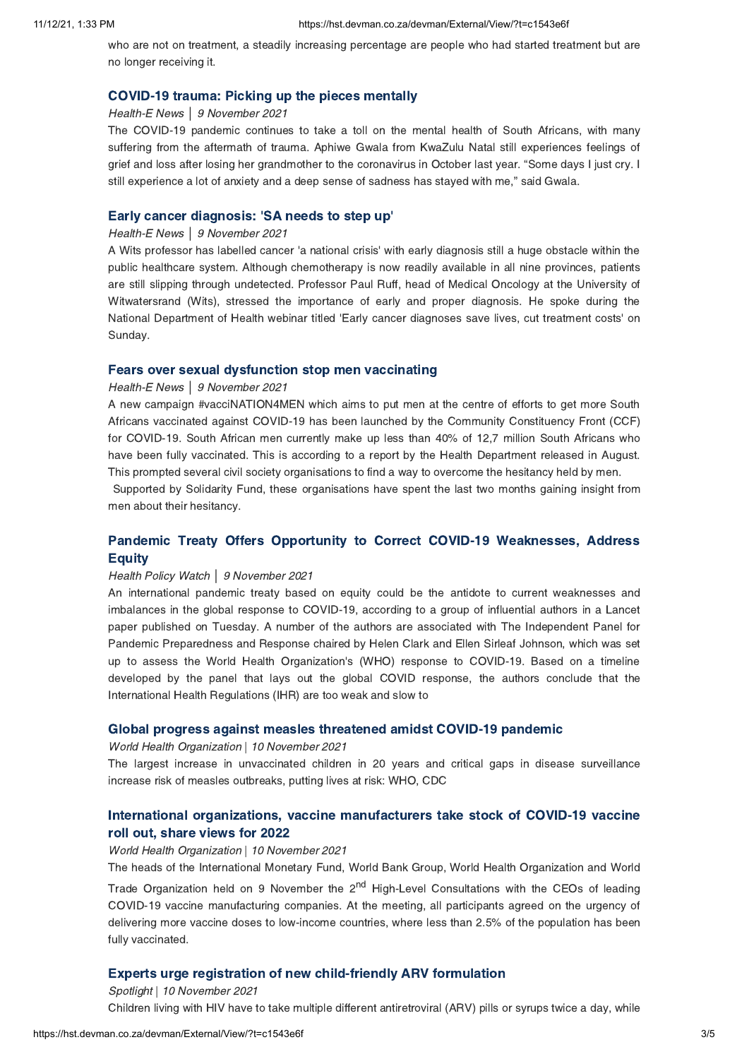who are not on treatment, a steadily increasing percentage are people who had started treatment but are no longer receiving it.

### COVID-19 trauma: Picking up the pieces mentally

*Health-E News | 9 November 2021*

The COVID-19 pandemic continues to take a toll on the mental health of South Africans, with many suffering from the aftermath of trauma. Aphiwe Gwala from KwaZulu Natal still experiences feelings of grief and loss after losing her grandmother to the coronavirus in October last year. "Some days I just cry. I still experience a lot of anxiety and a deep sense of sadness has stayed with me," said Gwala.

### Early cancer diagnosis: 'SA needs to step up'

*Health-E News | 9 November 2021*

A Wits professor has labelled cancer 'a national crisis' with early diagnosis still a huge obstacle within the public healthcare system. Although chemotherapy is now readily available in all nine provinces, patients are still slipping through undetected. Professor Paul Ruff, head of Medical Oncology at the University of Witwatersrand (Wits), stressed the importance of early and proper diagnosis. He spoke during the National Department of Health webinar titled 'Early cancer diagnoses save lives, cut treatment costs' on Sunday.

### Fears over sexual dysfunction stop men vaccinating

*Health-E News | 9 November 2021*

A new campaign #vacciNATION4MEN which aims to put men at the centre of efforts to get more South Africans vaccinated against COVID-19 has been launched by the Community Constituency Front (CCF) for COVID-19. South African men currently make up less than 40% of 12,7 million South Africans who have been fully vaccinated. This is according to a report by the Health Department released in August. This prompted several civil society organisations to find a way to overcome the hesitancy held by men.

Supported by Solidarity Fund, these organisations have spent the last two months gaining insight from men about their hesitancy.

### Pandemic Treaty Offers Opportunity to Correct COVID-19 Weaknesses, Address Equity

*Health Policy Watch | 9 November 2021*

An international pandemic treaty based on equity could be the antidote to current weaknesses and imbalances in the global response to COVID-19, according to a group of influential authors in a Lancet paper published on Tuesday. A number of the authors are associated with The Independent Panel for Pandemic Preparedness and Response chaired by Helen Clark and Ellen Sirleaf Johnson, which was set up to assess the World Health Organization's (WHO) response to COVID-19. Based on a timeline developed by the panel that lays out the global COVID response, the authors conclude that the International Health Regulations (IHR) are too weak and slow to

### Global progress against measles threatened amidst COVID-19 pandemic

*World Health Organization | 10 November 2021*

The largest increase in unvaccinated children in 20 years and critical gaps in disease surveillance increase risk of measles outbreaks, putting lives at risk: WHO, CDC

### International organizations, vaccine manufacturers take stock of COVID-19 vaccine roll out, share views for 2022

*World Health Organization | 10 November 2021*

The heads of the International Monetary Fund, World Bank Group, World Health Organization and World Trade Organization held on 9 November the 2nd High-Level Consultations with the CEOs of leading COVID-19 vaccine manufacturing companies. At the meeting, all participants agreed on the urgency of delivering more vaccine doses to low-income countries, where less than 2.5% of the population has been fully vaccinated.

### Experts urge registration of new child-friendly ARV formulation

*Spotlight | 10 November 2021*

Children living with HIV have to take multiple different antiretroviral (ARV) pills or syrups twice a day, while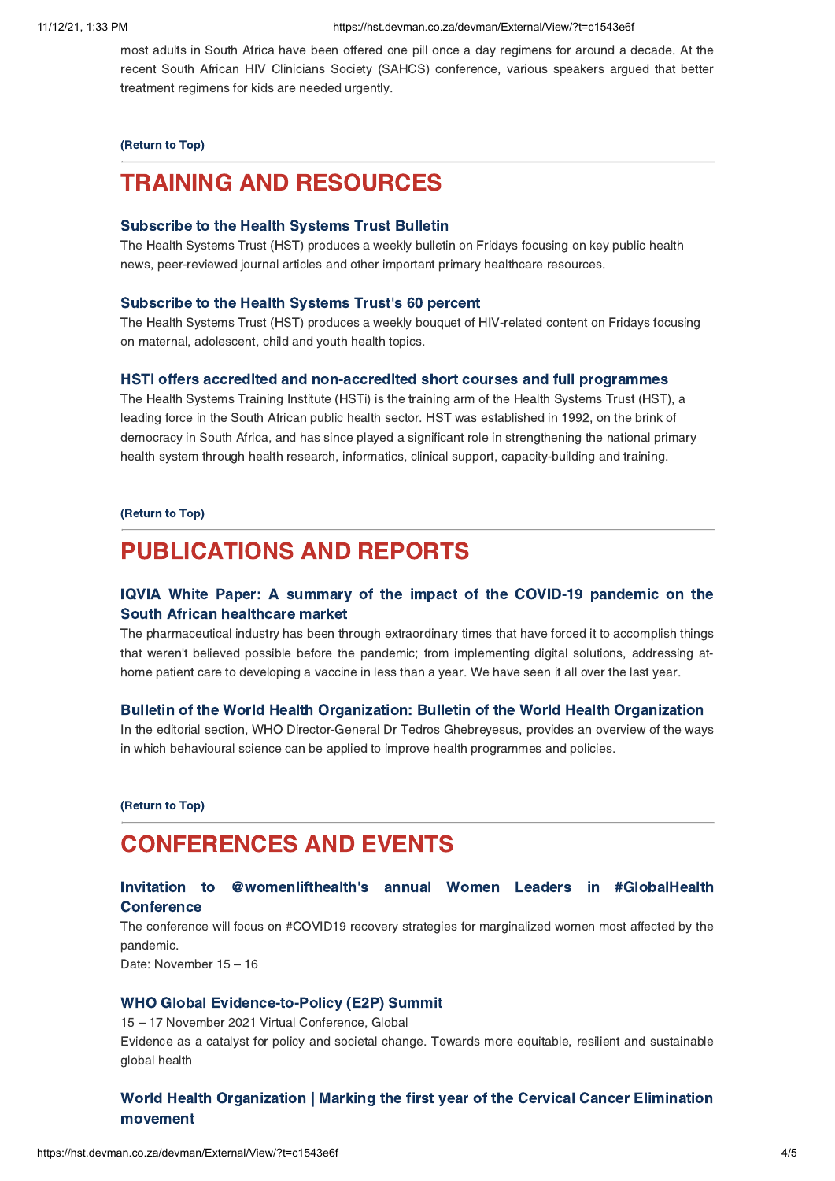most adults in South Africa have been offered one pill once a day regimens for around a decade. At the recent South African HIV Clinicians Society (SAHCS) conference, various speakers argued that better treatment regimens for kids are needed urgently.

**(Return to Top)**

---

# TRAINING AND RESOURCES

### Subscribe to the Health Systems Trust Bulletin

The Health Systems Trust (HST) produces a weekly bulletin on Fridays focusing on key public health news, peer-reviewed journal articles and other important primary healthcare resources.

### Subscribe to the Health Systems Trust's 60 percent

The Health Systems Trust (HST) produces a weekly bouquet of HIV-related content on Fridays focusing on maternal, adolescent, child and youth health topics.

### HSTi offers accredited and non-accredited short courses and full programmes

The Health Systems Training Institute (HSTi) is the training arm of the Health Systems Trust (HST), a leading force in the South African public health sector. HST was established in 1992, on the brink of democracy in South Africa, and has since played a significant role in strengthening the national primary health system through health research, informatics, clinical support, capacity-building and training.

**(Return to Top)**

---

# PUBLICATIONS AND REPORTS

### IQVIA White Paper: A summary of the impact of the COVID-19 pandemic on the South African healthcare market

The pharmaceutical industry has been through extraordinary times that have forced it to accomplish things that weren't believed possible before the pandemic; from implementing digital solutions, addressing at-home patient care to developing a vaccine in less than a year. We have seen it all over the last year.

### Bulletin of the World Health Organization: Bulletin of the World Health Organization

In the editorial section, WHO Director-General Dr Tedros Ghebreyesus, provides an overview of the ways in which behavioural science can be applied to improve health programmes and policies.

**(Return to Top)**

---

# CONFERENCES AND EVENTS

### Invitation to @womenlifthealth's annual Women Leaders in #GlobalHealth Conference

The conference will focus on #COVID19 recovery strategies for marginalized women most affected by the pandemic.
Date: November 15 – 16

### WHO Global Evidence-to-Policy (E2P) Summit

15 – 17 November 2021 Virtual Conference, Global
Evidence as a catalyst for policy and societal change. Towards more equitable, resilient and sustainable global health

### World Health Organization | Marking the first year of the Cervical Cancer Elimination movement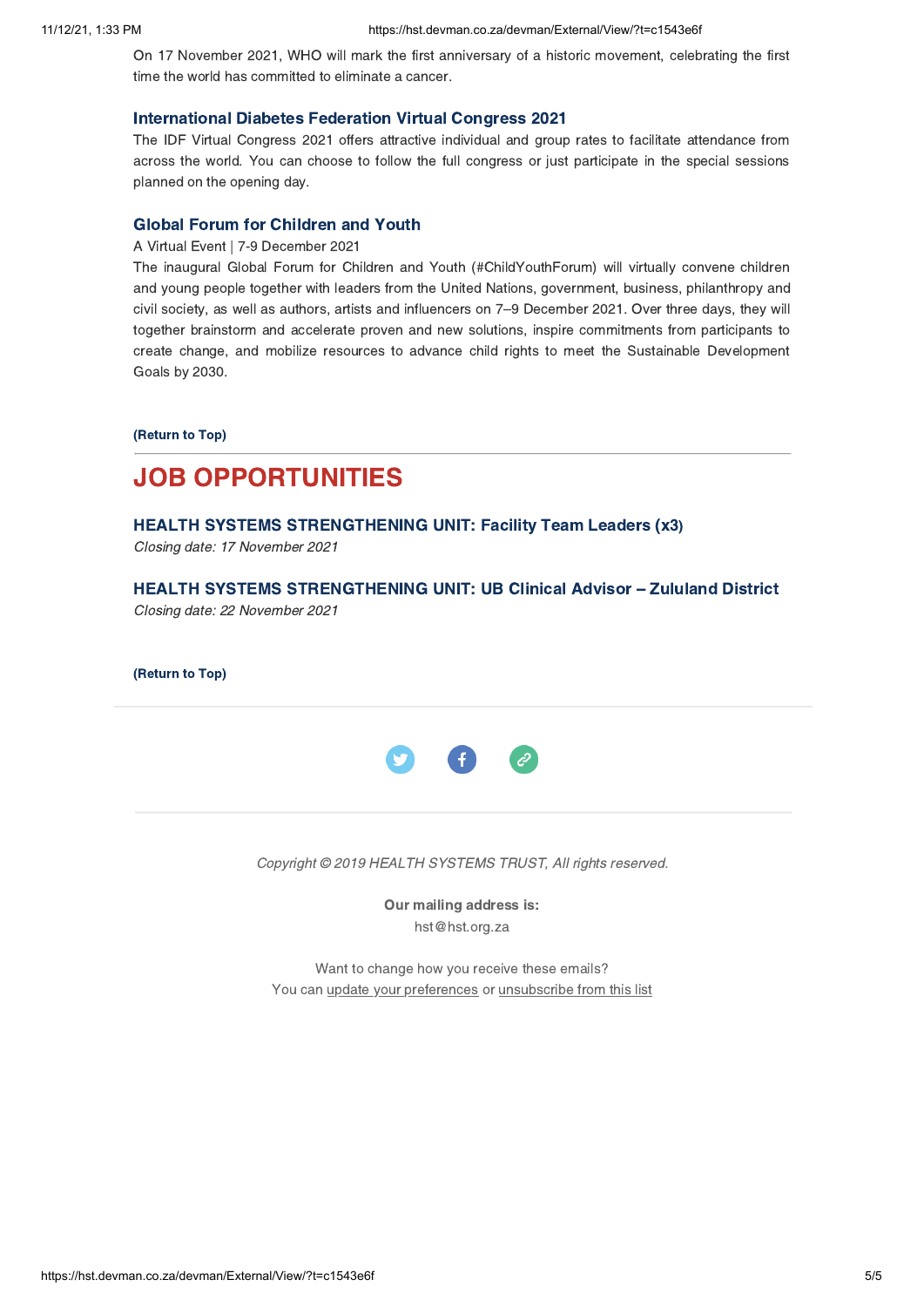On 17 November 2021, WHO will mark the first anniversary of a historic movement, celebrating the first time the world has committed to eliminate a cancer.

### International Diabetes Federation Virtual Congress 2021

The IDF Virtual Congress 2021 offers attractive individual and group rates to facilitate attendance from across the world. You can choose to follow the full congress or just participate in the special sessions planned on the opening day.

### Global Forum for Children and Youth

A Virtual Event | 7-9 December 2021

The inaugural Global Forum for Children and Youth (#ChildYouthForum) will virtually convene children and young people together with leaders from the United Nations, government, business, philanthropy and civil society, as well as authors, artists and influencers on 7–9 December 2021. Over three days, they will together brainstorm and accelerate proven and new solutions, inspire commitments from participants to create change, and mobilize resources to advance child rights to meet the Sustainable Development Goals by 2030.

**(Return to Top)**

---

## JOB OPPORTUNITIES

### HEALTH SYSTEMS STRENGTHENING UNIT: Facility Team Leaders (x3)

*Closing date: 17 November 2021*

### HEALTH SYSTEMS STRENGTHENING UNIT: UB Clinical Advisor – Zululand District

*Closing date: 22 November 2021*

**(Return to Top)**

---

*Copyright © 2019 HEALTH SYSTEMS TRUST, All rights reserved.*

**Our mailing address is:**
hst@hst.org.za

Want to change how you receive these emails?
You can update your preferences or unsubscribe from this list